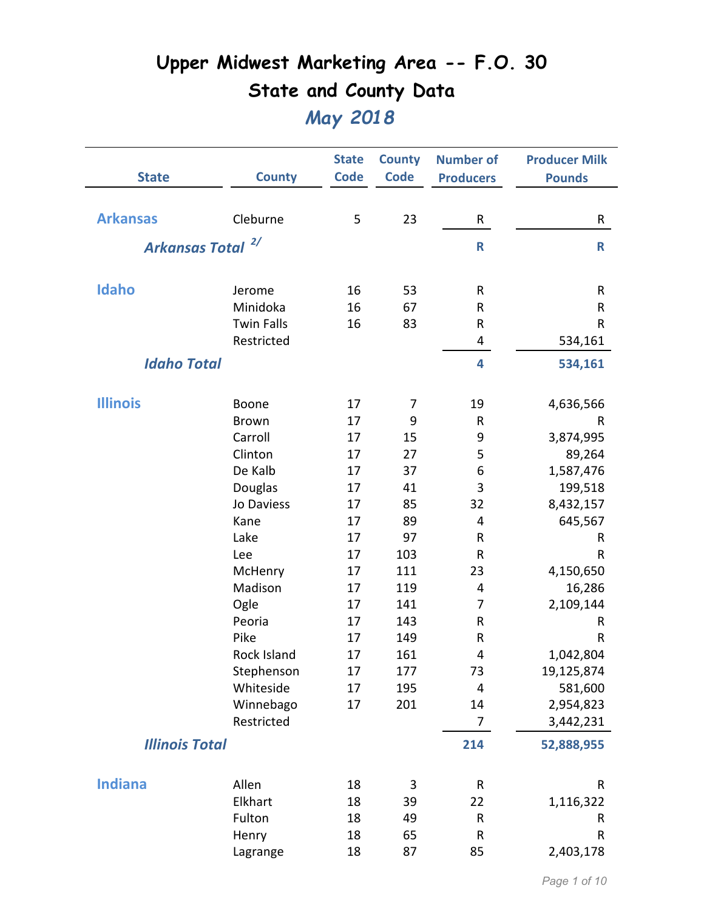# Upper Midwest Marketing Area -- F.O. 30

## State and County Data

### *May 2018*

| State | County | State Code | County Code | Number of Producers | Producer Milk Pounds |
|---|---|---|---|---|---|
| **Arkansas** | Cleburne | 5 | 23 | R | R |
| ***Arkansas Total*** [2/] | | | | **R** | **R** |
| **Idaho** | Jerome | 16 | 53 | R | R |
| | Minidoka | 16 | 67 | R | R |
| | Twin Falls | 16 | 83 | R | R |
| | Restricted | | | 4 | 534,161 |
| ***Idaho Total*** | | | | **4** | **534,161** |
| **Illinois** | Boone | 17 | 7 | 19 | 4,636,566 |
| | Brown | 17 | 9 | R | R |
| | Carroll | 17 | 15 | 9 | 3,874,995 |
| | Clinton | 17 | 27 | 5 | 89,264 |
| | De Kalb | 17 | 37 | 6 | 1,587,476 |
| | Douglas | 17 | 41 | 3 | 199,518 |
| | Jo Daviess | 17 | 85 | 32 | 8,432,157 |
| | Kane | 17 | 89 | 4 | 645,567 |
| | Lake | 17 | 97 | R | R |
| | Lee | 17 | 103 | R | R |
| | McHenry | 17 | 111 | 23 | 4,150,650 |
| | Madison | 17 | 119 | 4 | 16,286 |
| | Ogle | 17 | 141 | 7 | 2,109,144 |
| | Peoria | 17 | 143 | R | R |
| | Pike | 17 | 149 | R | R |
| | Rock Island | 17 | 161 | 4 | 1,042,804 |
| | Stephenson | 17 | 177 | 73 | 19,125,874 |
| | Whiteside | 17 | 195 | 4 | 581,600 |
| | Winnebago | 17 | 201 | 14 | 2,954,823 |
| | Restricted | | | 7 | 3,442,231 |
| ***Illinois Total*** | | | | **214** | **52,888,955** |
| **Indiana** | Allen | 18 | 3 | R | R |
| | Elkhart | 18 | 39 | 22 | 1,116,322 |
| | Fulton | 18 | 49 | R | R |
| | Henry | 18 | 65 | R | R |
| | Lagrange | 18 | 87 | 85 | 2,403,178 |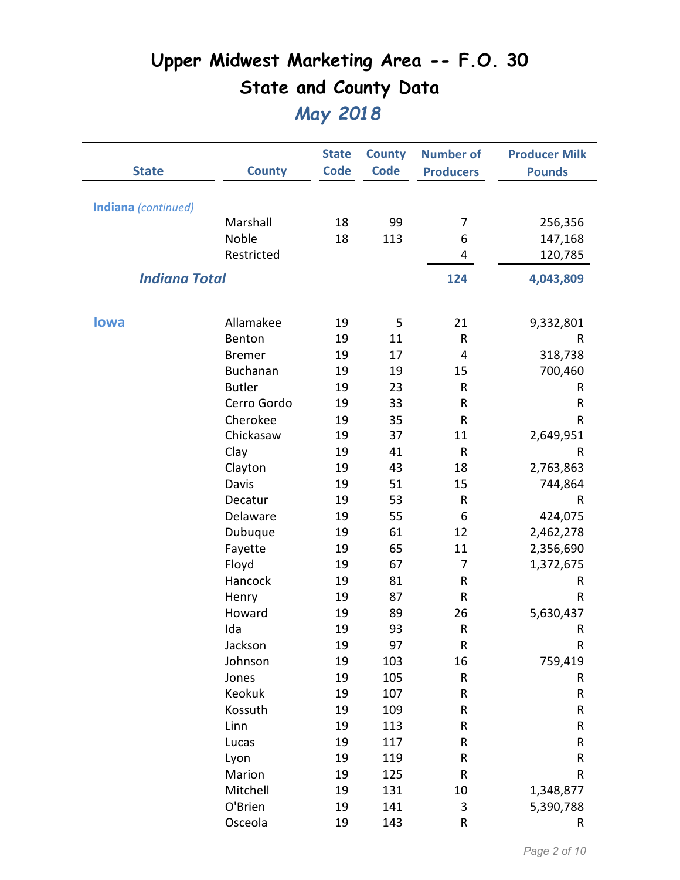# Upper Midwest Marketing Area -- F.O. 30
# State and County Data
## *May 2018*

| State | County | State Code | County Code | Number of Producers | Producer Milk Pounds |
|---|---|---|---|---|---|
| **Indiana** *(continued)* | | | | | |
| | Marshall | 18 | 99 | 7 | 256,356 |
| | Noble | 18 | 113 | 6 | 147,168 |
| | Restricted | | | 4 | 120,785 |
| ***Indiana Total*** | | | | **124** | **4,043,809** |
| **Iowa** | Allamakee | 19 | 5 | 21 | 9,332,801 |
| | Benton | 19 | 11 | R | R |
| | Bremer | 19 | 17 | 4 | 318,738 |
| | Buchanan | 19 | 19 | 15 | 700,460 |
| | Butler | 19 | 23 | R | R |
| | Cerro Gordo | 19 | 33 | R | R |
| | Cherokee | 19 | 35 | R | R |
| | Chickasaw | 19 | 37 | 11 | 2,649,951 |
| | Clay | 19 | 41 | R | R |
| | Clayton | 19 | 43 | 18 | 2,763,863 |
| | Davis | 19 | 51 | 15 | 744,864 |
| | Decatur | 19 | 53 | R | R |
| | Delaware | 19 | 55 | 6 | 424,075 |
| | Dubuque | 19 | 61 | 12 | 2,462,278 |
| | Fayette | 19 | 65 | 11 | 2,356,690 |
| | Floyd | 19 | 67 | 7 | 1,372,675 |
| | Hancock | 19 | 81 | R | R |
| | Henry | 19 | 87 | R | R |
| | Howard | 19 | 89 | 26 | 5,630,437 |
| | Ida | 19 | 93 | R | R |
| | Jackson | 19 | 97 | R | R |
| | Johnson | 19 | 103 | 16 | 759,419 |
| | Jones | 19 | 105 | R | R |
| | Keokuk | 19 | 107 | R | R |
| | Kossuth | 19 | 109 | R | R |
| | Linn | 19 | 113 | R | R |
| | Lucas | 19 | 117 | R | R |
| | Lyon | 19 | 119 | R | R |
| | Marion | 19 | 125 | R | R |
| | Mitchell | 19 | 131 | 10 | 1,348,877 |
| | O'Brien | 19 | 141 | 3 | 5,390,788 |
| | Osceola | 19 | 143 | R | R |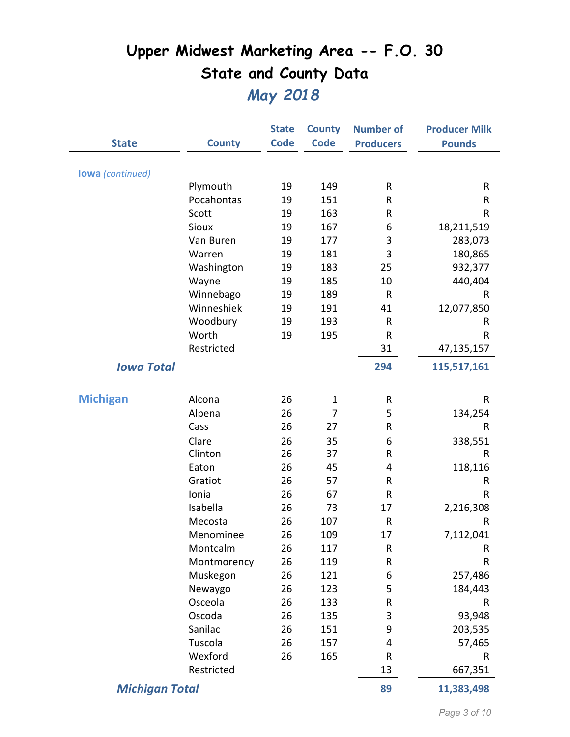# Upper Midwest Marketing Area -- F.O. 30

## State and County Data

### *May 2018*

| State | County | State Code | County Code | Number of Producers | Producer Milk Pounds |
|---|---|---|---|---|---|
| **Iowa** *(continued)* | | | | | |
| | Plymouth | 19 | 149 | R | R |
| | Pocahontas | 19 | 151 | R | R |
| | Scott | 19 | 163 | R | R |
| | Sioux | 19 | 167 | 6 | 18,211,519 |
| | Van Buren | 19 | 177 | 3 | 283,073 |
| | Warren | 19 | 181 | 3 | 180,865 |
| | Washington | 19 | 183 | 25 | 932,377 |
| | Wayne | 19 | 185 | 10 | 440,404 |
| | Winnebago | 19 | 189 | R | R |
| | Winneshiek | 19 | 191 | 41 | 12,077,850 |
| | Woodbury | 19 | 193 | R | R |
| | Worth | 19 | 195 | R | R |
| | Restricted | | | 31 | 47,135,157 |
| ***Iowa Total*** | | | | **294** | **115,517,161** |
| **Michigan** | Alcona | 26 | 1 | R | R |
| | Alpena | 26 | 7 | 5 | 134,254 |
| | Cass | 26 | 27 | R | R |
| | Clare | 26 | 35 | 6 | 338,551 |
| | Clinton | 26 | 37 | R | R |
| | Eaton | 26 | 45 | 4 | 118,116 |
| | Gratiot | 26 | 57 | R | R |
| | Ionia | 26 | 67 | R | R |
| | Isabella | 26 | 73 | 17 | 2,216,308 |
| | Mecosta | 26 | 107 | R | R |
| | Menominee | 26 | 109 | 17 | 7,112,041 |
| | Montcalm | 26 | 117 | R | R |
| | Montmorency | 26 | 119 | R | R |
| | Muskegon | 26 | 121 | 6 | 257,486 |
| | Newaygo | 26 | 123 | 5 | 184,443 |
| | Osceola | 26 | 133 | R | R |
| | Oscoda | 26 | 135 | 3 | 93,948 |
| | Sanilac | 26 | 151 | 9 | 203,535 |
| | Tuscola | 26 | 157 | 4 | 57,465 |
| | Wexford | 26 | 165 | R | R |
| | Restricted | | | 13 | 667,351 |
| ***Michigan Total*** | | | | **89** | **11,383,498** |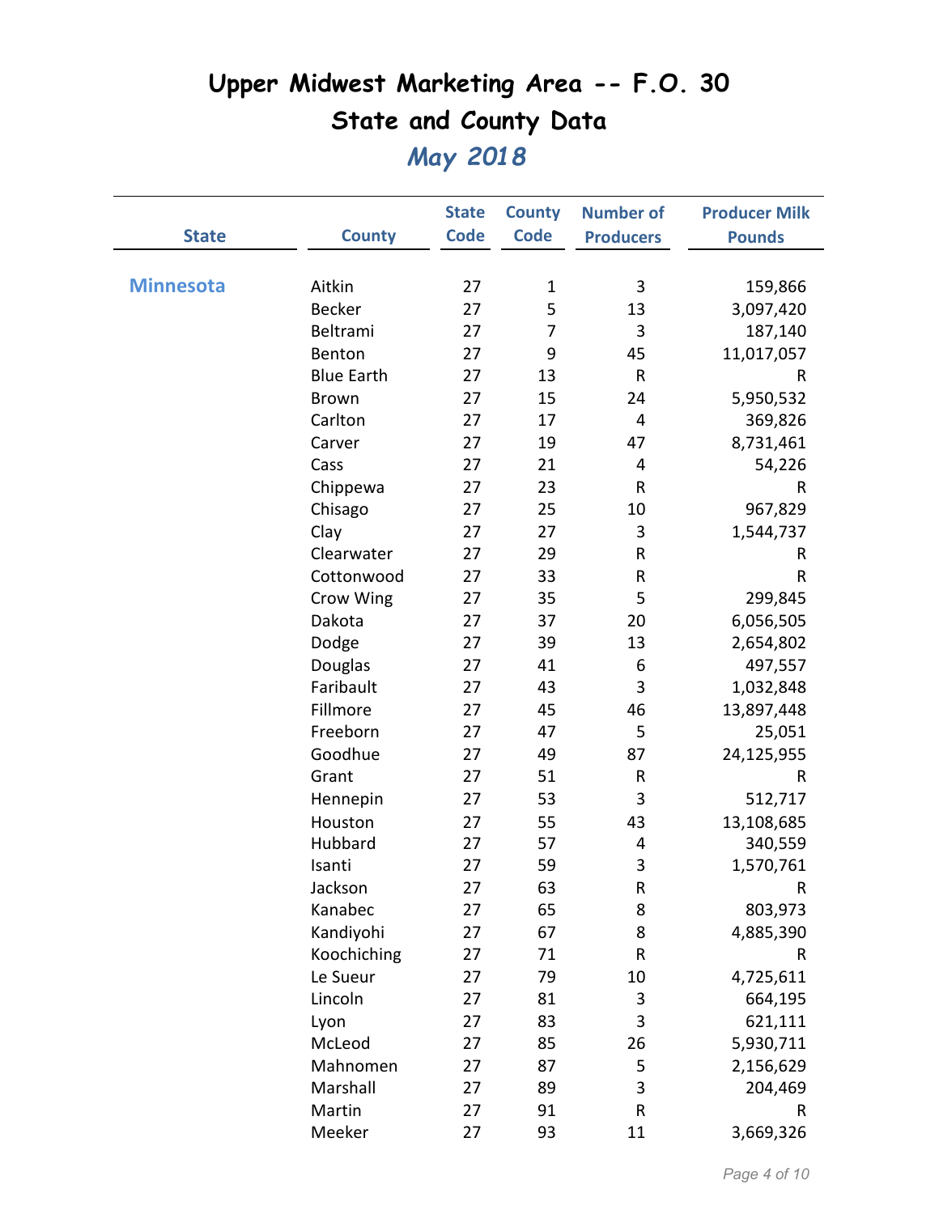# Upper Midwest Marketing Area -- F.O. 30

## State and County Data

### *May 2018*

| State | County | State Code | County Code | Number of Producers | Producer Milk Pounds |
|---|---|---|---|---|---|
| Minnesota | Aitkin | 27 | 1 | 3 | 159,866 |
| | Becker | 27 | 5 | 13 | 3,097,420 |
| | Beltrami | 27 | 7 | 3 | 187,140 |
| | Benton | 27 | 9 | 45 | 11,017,057 |
| | Blue Earth | 27 | 13 | R | R |
| | Brown | 27 | 15 | 24 | 5,950,532 |
| | Carlton | 27 | 17 | 4 | 369,826 |
| | Carver | 27 | 19 | 47 | 8,731,461 |
| | Cass | 27 | 21 | 4 | 54,226 |
| | Chippewa | 27 | 23 | R | R |
| | Chisago | 27 | 25 | 10 | 967,829 |
| | Clay | 27 | 27 | 3 | 1,544,737 |
| | Clearwater | 27 | 29 | R | R |
| | Cottonwood | 27 | 33 | R | R |
| | Crow Wing | 27 | 35 | 5 | 299,845 |
| | Dakota | 27 | 37 | 20 | 6,056,505 |
| | Dodge | 27 | 39 | 13 | 2,654,802 |
| | Douglas | 27 | 41 | 6 | 497,557 |
| | Faribault | 27 | 43 | 3 | 1,032,848 |
| | Fillmore | 27 | 45 | 46 | 13,897,448 |
| | Freeborn | 27 | 47 | 5 | 25,051 |
| | Goodhue | 27 | 49 | 87 | 24,125,955 |
| | Grant | 27 | 51 | R | R |
| | Hennepin | 27 | 53 | 3 | 512,717 |
| | Houston | 27 | 55 | 43 | 13,108,685 |
| | Hubbard | 27 | 57 | 4 | 340,559 |
| | Isanti | 27 | 59 | 3 | 1,570,761 |
| | Jackson | 27 | 63 | R | R |
| | Kanabec | 27 | 65 | 8 | 803,973 |
| | Kandiyohi | 27 | 67 | 8 | 4,885,390 |
| | Koochiching | 27 | 71 | R | R |
| | Le Sueur | 27 | 79 | 10 | 4,725,611 |
| | Lincoln | 27 | 81 | 3 | 664,195 |
| | Lyon | 27 | 83 | 3 | 621,111 |
| | McLeod | 27 | 85 | 26 | 5,930,711 |
| | Mahnomen | 27 | 87 | 5 | 2,156,629 |
| | Marshall | 27 | 89 | 3 | 204,469 |
| | Martin | 27 | 91 | R | R |
| | Meeker | 27 | 93 | 11 | 3,669,326 |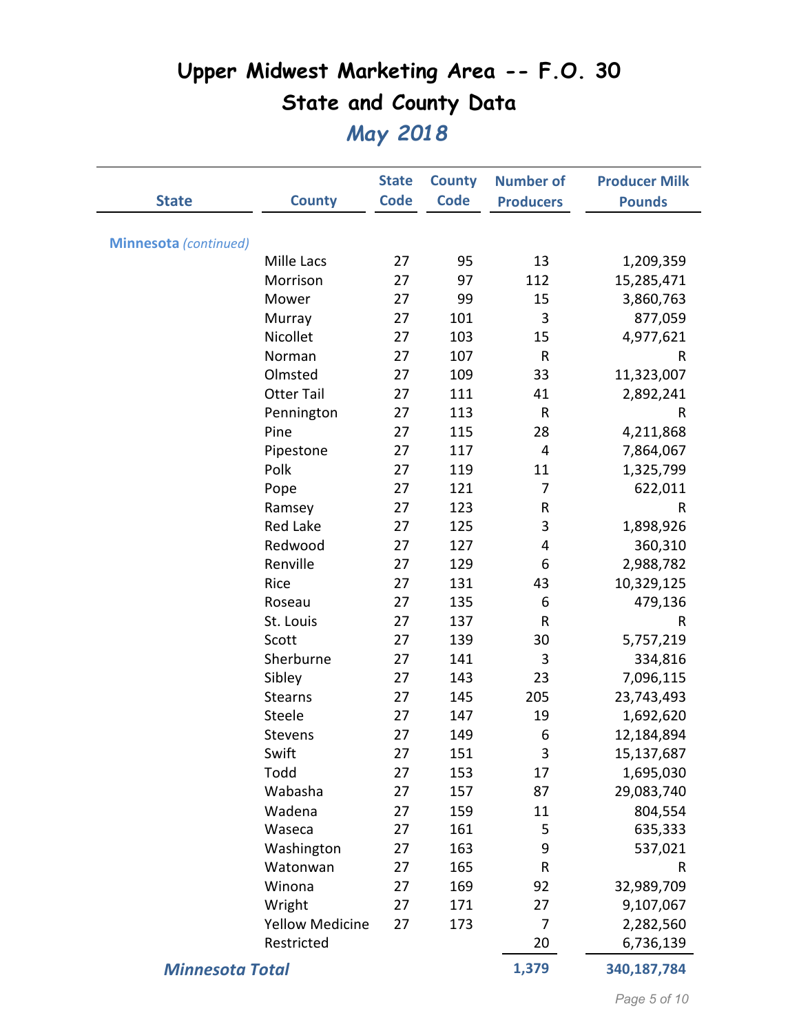# Upper Midwest Marketing Area -- F.O. 30

## State and County Data

### *May 2018*

| State | County | State Code | County Code | Number of Producers | Producer Milk Pounds |
|---|---|---|---|---|---|
| **Minnesota** *(continued)* | | | | | |
| | Mille Lacs | 27 | 95 | 13 | 1,209,359 |
| | Morrison | 27 | 97 | 112 | 15,285,471 |
| | Mower | 27 | 99 | 15 | 3,860,763 |
| | Murray | 27 | 101 | 3 | 877,059 |
| | Nicollet | 27 | 103 | 15 | 4,977,621 |
| | Norman | 27 | 107 | R | R |
| | Olmsted | 27 | 109 | 33 | 11,323,007 |
| | Otter Tail | 27 | 111 | 41 | 2,892,241 |
| | Pennington | 27 | 113 | R | R |
| | Pine | 27 | 115 | 28 | 4,211,868 |
| | Pipestone | 27 | 117 | 4 | 7,864,067 |
| | Polk | 27 | 119 | 11 | 1,325,799 |
| | Pope | 27 | 121 | 7 | 622,011 |
| | Ramsey | 27 | 123 | R | R |
| | Red Lake | 27 | 125 | 3 | 1,898,926 |
| | Redwood | 27 | 127 | 4 | 360,310 |
| | Renville | 27 | 129 | 6 | 2,988,782 |
| | Rice | 27 | 131 | 43 | 10,329,125 |
| | Roseau | 27 | 135 | 6 | 479,136 |
| | St. Louis | 27 | 137 | R | R |
| | Scott | 27 | 139 | 30 | 5,757,219 |
| | Sherburne | 27 | 141 | 3 | 334,816 |
| | Sibley | 27 | 143 | 23 | 7,096,115 |
| | Stearns | 27 | 145 | 205 | 23,743,493 |
| | Steele | 27 | 147 | 19 | 1,692,620 |
| | Stevens | 27 | 149 | 6 | 12,184,894 |
| | Swift | 27 | 151 | 3 | 15,137,687 |
| | Todd | 27 | 153 | 17 | 1,695,030 |
| | Wabasha | 27 | 157 | 87 | 29,083,740 |
| | Wadena | 27 | 159 | 11 | 804,554 |
| | Waseca | 27 | 161 | 5 | 635,333 |
| | Washington | 27 | 163 | 9 | 537,021 |
| | Watonwan | 27 | 165 | R | R |
| | Winona | 27 | 169 | 92 | 32,989,709 |
| | Wright | 27 | 171 | 27 | 9,107,067 |
| | Yellow Medicine | 27 | 173 | 7 | 2,282,560 |
| | Restricted | | | 20 | 6,736,139 |
| ***Minnesota Total*** | | | | **1,379** | **340,187,784** |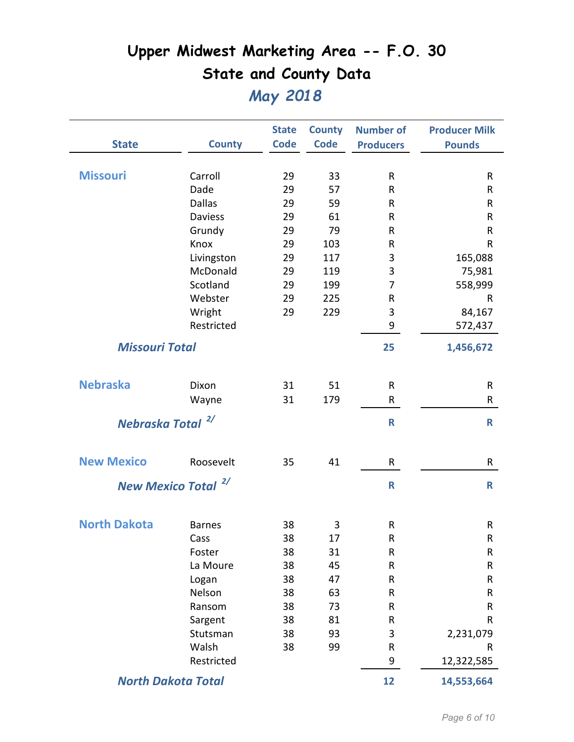# Upper Midwest Marketing Area -- F.O. 30

## State and County Data

### *May 2018*

| State | County | State Code | County Code | Number of Producers | Producer Milk Pounds |
|---|---|---|---|---|---|
| **Missouri** | Carroll | 29 | 33 | R | R |
| | Dade | 29 | 57 | R | R |
| | Dallas | 29 | 59 | R | R |
| | Daviess | 29 | 61 | R | R |
| | Grundy | 29 | 79 | R | R |
| | Knox | 29 | 103 | R | R |
| | Livingston | 29 | 117 | 3 | 165,088 |
| | McDonald | 29 | 119 | 3 | 75,981 |
| | Scotland | 29 | 199 | 7 | 558,999 |
| | Webster | 29 | 225 | R | R |
| | Wright | 29 | 229 | 3 | 84,167 |
| | Restricted | | | 9 | 572,437 |
| ***Missouri Total*** | | | | **25** | **1,456,672** |
| **Nebraska** | Dixon | 31 | 51 | R | R |
| | Wayne | 31 | 179 | R | R |
| ***Nebraska Total*** 2/ | | | | **R** | **R** |
| **New Mexico** | Roosevelt | 35 | 41 | R | R |
| ***New Mexico Total*** 2/ | | | | **R** | **R** |
| **North Dakota** | Barnes | 38 | 3 | R | R |
| | Cass | 38 | 17 | R | R |
| | Foster | 38 | 31 | R | R |
| | La Moure | 38 | 45 | R | R |
| | Logan | 38 | 47 | R | R |
| | Nelson | 38 | 63 | R | R |
| | Ransom | 38 | 73 | R | R |
| | Sargent | 38 | 81 | R | R |
| | Stutsman | 38 | 93 | 3 | 2,231,079 |
| | Walsh | 38 | 99 | R | R |
| | Restricted | | | 9 | 12,322,585 |
| ***North Dakota Total*** | | | | **12** | **14,553,664** |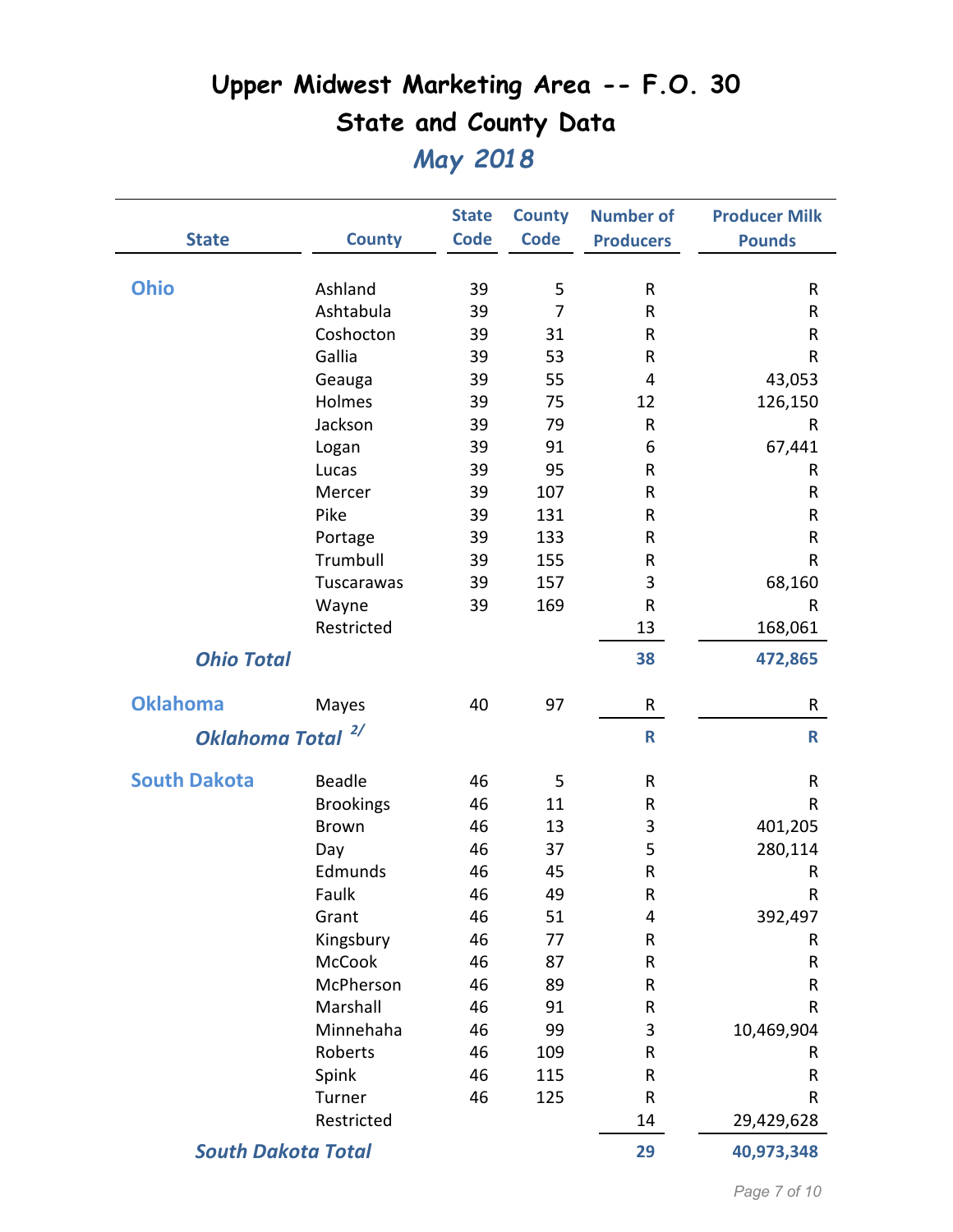# Upper Midwest Marketing Area -- F.O. 30

## State and County Data

### *May 2018*

| State | County | State Code | County Code | Number of Producers | Producer Milk Pounds |
|---|---|---|---|---|---|
| **Ohio** | Ashland | 39 | 5 | R | R |
| | Ashtabula | 39 | 7 | R | R |
| | Coshocton | 39 | 31 | R | R |
| | Gallia | 39 | 53 | R | R |
| | Geauga | 39 | 55 | 4 | 43,053 |
| | Holmes | 39 | 75 | 12 | 126,150 |
| | Jackson | 39 | 79 | R | R |
| | Logan | 39 | 91 | 6 | 67,441 |
| | Lucas | 39 | 95 | R | R |
| | Mercer | 39 | 107 | R | R |
| | Pike | 39 | 131 | R | R |
| | Portage | 39 | 133 | R | R |
| | Trumbull | 39 | 155 | R | R |
| | Tuscarawas | 39 | 157 | 3 | 68,160 |
| | Wayne | 39 | 169 | R | R |
| | Restricted | | | 13 | 168,061 |
| ***Ohio Total*** | | | | **38** | **472,865** |
| **Oklahoma** | Mayes | 40 | 97 | R | R |
| ***Oklahoma Total*** 2/ | | | | **R** | **R** |
| **South Dakota** | Beadle | 46 | 5 | R | R |
| | Brookings | 46 | 11 | R | R |
| | Brown | 46 | 13 | 3 | 401,205 |
| | Day | 46 | 37 | 5 | 280,114 |
| | Edmunds | 46 | 45 | R | R |
| | Faulk | 46 | 49 | R | R |
| | Grant | 46 | 51 | 4 | 392,497 |
| | Kingsbury | 46 | 77 | R | R |
| | McCook | 46 | 87 | R | R |
| | McPherson | 46 | 89 | R | R |
| | Marshall | 46 | 91 | R | R |
| | Minnehaha | 46 | 99 | 3 | 10,469,904 |
| | Roberts | 46 | 109 | R | R |
| | Spink | 46 | 115 | R | R |
| | Turner | 46 | 125 | R | R |
| | Restricted | | | 14 | 29,429,628 |
| ***South Dakota Total*** | | | | **29** | **40,973,348** |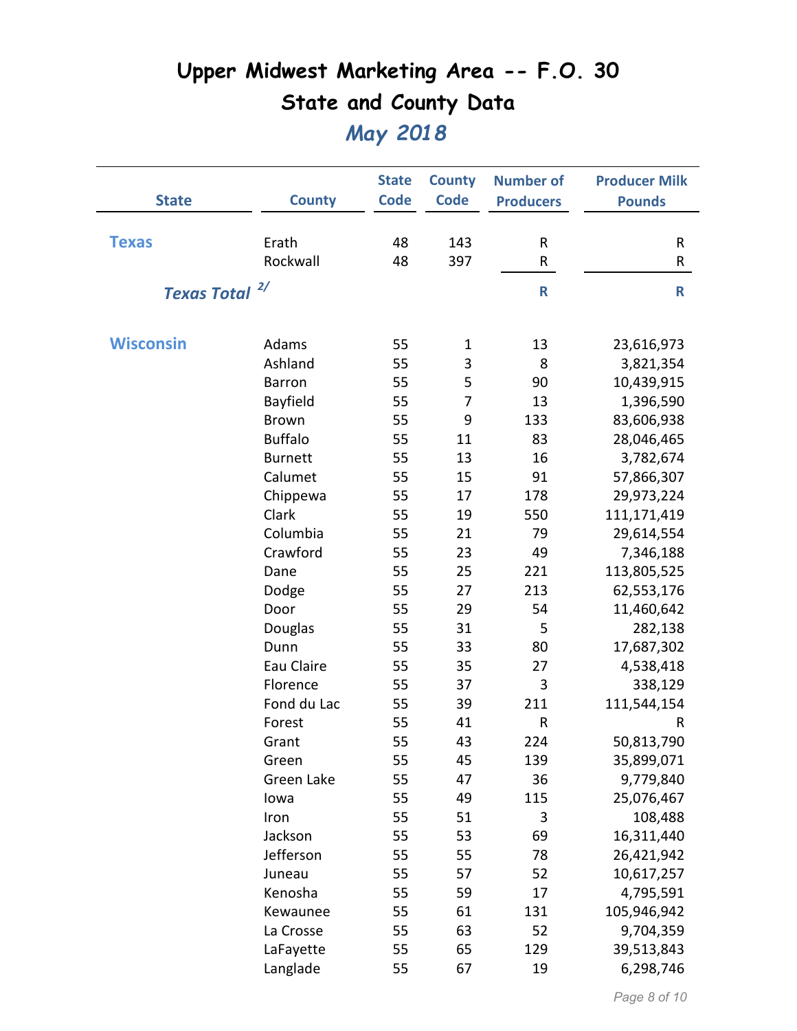# Upper Midwest Marketing Area -- F.O. 30

## State and County Data

### *May 2018*

| State | County | State Code | County Code | Number of Producers | Producer Milk Pounds |
|---|---|---|---|---|---|
| **Texas** | Erath | 48 | 143 | R | R |
| | Rockwall | 48 | 397 | R | R |
| ***Texas Total*** [2/] | | | | **R** | **R** |
| **Wisconsin** | Adams | 55 | 1 | 13 | 23,616,973 |
| | Ashland | 55 | 3 | 8 | 3,821,354 |
| | Barron | 55 | 5 | 90 | 10,439,915 |
| | Bayfield | 55 | 7 | 13 | 1,396,590 |
| | Brown | 55 | 9 | 133 | 83,606,938 |
| | Buffalo | 55 | 11 | 83 | 28,046,465 |
| | Burnett | 55 | 13 | 16 | 3,782,674 |
| | Calumet | 55 | 15 | 91 | 57,866,307 |
| | Chippewa | 55 | 17 | 178 | 29,973,224 |
| | Clark | 55 | 19 | 550 | 111,171,419 |
| | Columbia | 55 | 21 | 79 | 29,614,554 |
| | Crawford | 55 | 23 | 49 | 7,346,188 |
| | Dane | 55 | 25 | 221 | 113,805,525 |
| | Dodge | 55 | 27 | 213 | 62,553,176 |
| | Door | 55 | 29 | 54 | 11,460,642 |
| | Douglas | 55 | 31 | 5 | 282,138 |
| | Dunn | 55 | 33 | 80 | 17,687,302 |
| | Eau Claire | 55 | 35 | 27 | 4,538,418 |
| | Florence | 55 | 37 | 3 | 338,129 |
| | Fond du Lac | 55 | 39 | 211 | 111,544,154 |
| | Forest | 55 | 41 | R | R |
| | Grant | 55 | 43 | 224 | 50,813,790 |
| | Green | 55 | 45 | 139 | 35,899,071 |
| | Green Lake | 55 | 47 | 36 | 9,779,840 |
| | Iowa | 55 | 49 | 115 | 25,076,467 |
| | Iron | 55 | 51 | 3 | 108,488 |
| | Jackson | 55 | 53 | 69 | 16,311,440 |
| | Jefferson | 55 | 55 | 78 | 26,421,942 |
| | Juneau | 55 | 57 | 52 | 10,617,257 |
| | Kenosha | 55 | 59 | 17 | 4,795,591 |
| | Kewaunee | 55 | 61 | 131 | 105,946,942 |
| | La Crosse | 55 | 63 | 52 | 9,704,359 |
| | LaFayette | 55 | 65 | 129 | 39,513,843 |
| | Langlade | 55 | 67 | 19 | 6,298,746 |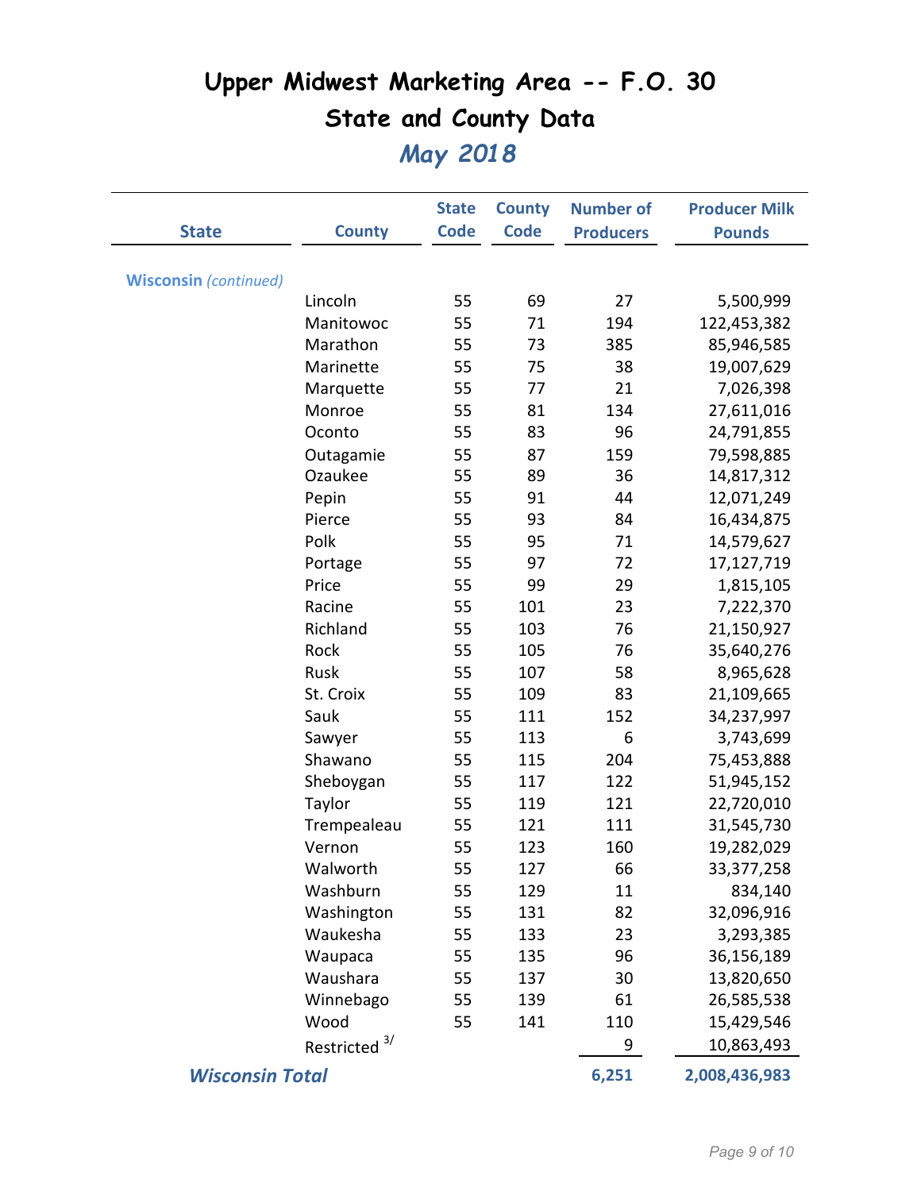# Upper Midwest Marketing Area -- F.O. 30

## State and County Data

### *May 2018*

| State | County | State Code | County Code | Number of Producers | Producer Milk Pounds |
|---|---|---|---|---|---|
| **Wisconsin** *(continued)* | | | | | |
| | Lincoln | 55 | 69 | 27 | 5,500,999 |
| | Manitowoc | 55 | 71 | 194 | 122,453,382 |
| | Marathon | 55 | 73 | 385 | 85,946,585 |
| | Marinette | 55 | 75 | 38 | 19,007,629 |
| | Marquette | 55 | 77 | 21 | 7,026,398 |
| | Monroe | 55 | 81 | 134 | 27,611,016 |
| | Oconto | 55 | 83 | 96 | 24,791,855 |
| | Outagamie | 55 | 87 | 159 | 79,598,885 |
| | Ozaukee | 55 | 89 | 36 | 14,817,312 |
| | Pepin | 55 | 91 | 44 | 12,071,249 |
| | Pierce | 55 | 93 | 84 | 16,434,875 |
| | Polk | 55 | 95 | 71 | 14,579,627 |
| | Portage | 55 | 97 | 72 | 17,127,719 |
| | Price | 55 | 99 | 29 | 1,815,105 |
| | Racine | 55 | 101 | 23 | 7,222,370 |
| | Richland | 55 | 103 | 76 | 21,150,927 |
| | Rock | 55 | 105 | 76 | 35,640,276 |
| | Rusk | 55 | 107 | 58 | 8,965,628 |
| | St. Croix | 55 | 109 | 83 | 21,109,665 |
| | Sauk | 55 | 111 | 152 | 34,237,997 |
| | Sawyer | 55 | 113 | 6 | 3,743,699 |
| | Shawano | 55 | 115 | 204 | 75,453,888 |
| | Sheboygan | 55 | 117 | 122 | 51,945,152 |
| | Taylor | 55 | 119 | 121 | 22,720,010 |
| | Trempealeau | 55 | 121 | 111 | 31,545,730 |
| | Vernon | 55 | 123 | 160 | 19,282,029 |
| | Walworth | 55 | 127 | 66 | 33,377,258 |
| | Washburn | 55 | 129 | 11 | 834,140 |
| | Washington | 55 | 131 | 82 | 32,096,916 |
| | Waukesha | 55 | 133 | 23 | 3,293,385 |
| | Waupaca | 55 | 135 | 96 | 36,156,189 |
| | Waushara | 55 | 137 | 30 | 13,820,650 |
| | Winnebago | 55 | 139 | 61 | 26,585,538 |
| | Wood | 55 | 141 | 110 | 15,429,546 |
| | Restricted [3/] | | | 9 | 10,863,493 |
| ***Wisconsin Total*** | | | | **6,251** | **2,008,436,983** |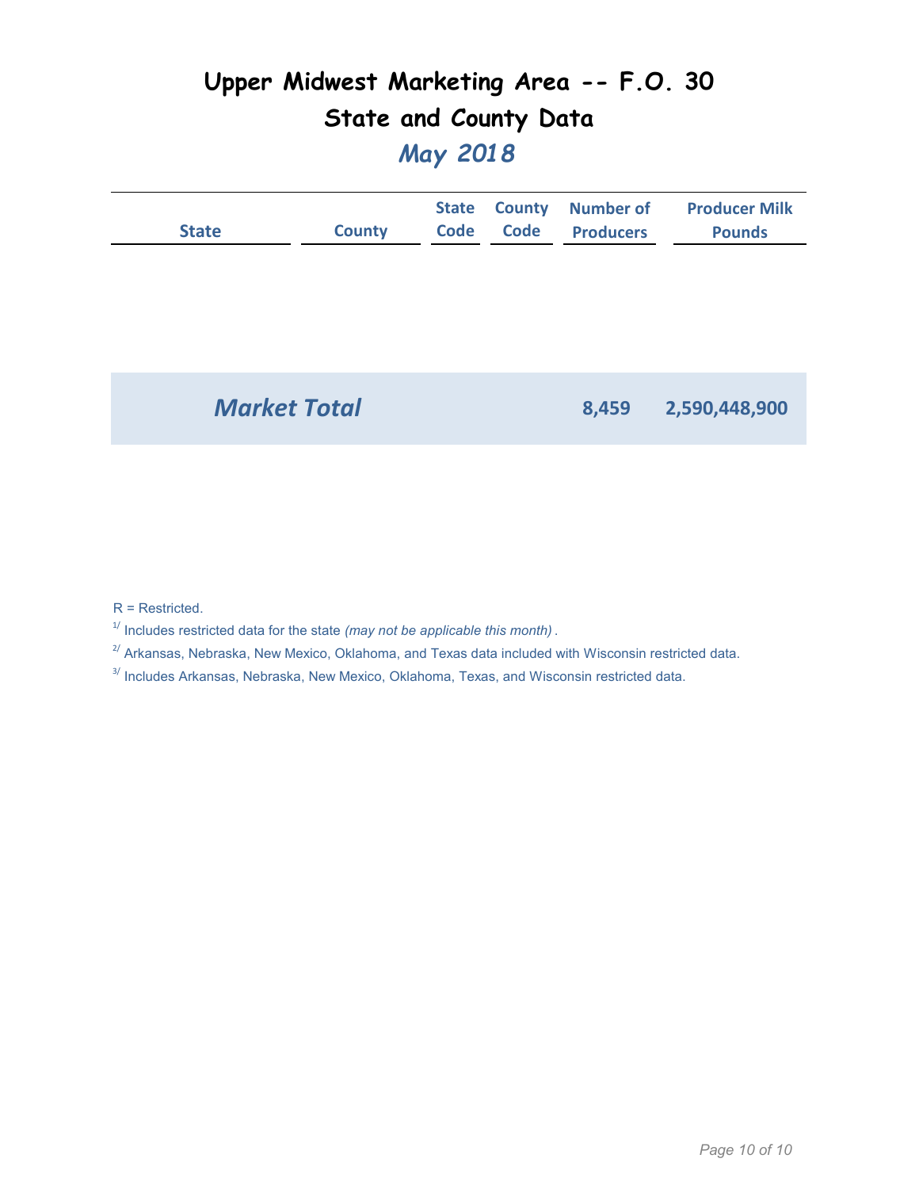# Upper Midwest Marketing Area -- F.O. 30

## State and County Data

### *May 2018*

| State | County | State Code | County Code | Number of Producers | Producer Milk Pounds |
|---|---|---|---|---|---|
| ***Market Total*** | | | | **8,459** | **2,590,448,900** |

R = Restricted.

[1/] Includes restricted data for the state *(may not be applicable this month)* .

[2/] Arkansas, Nebraska, New Mexico, Oklahoma, and Texas data included with Wisconsin restricted data.

[3/] Includes Arkansas, Nebraska, New Mexico, Oklahoma, Texas, and Wisconsin restricted data.